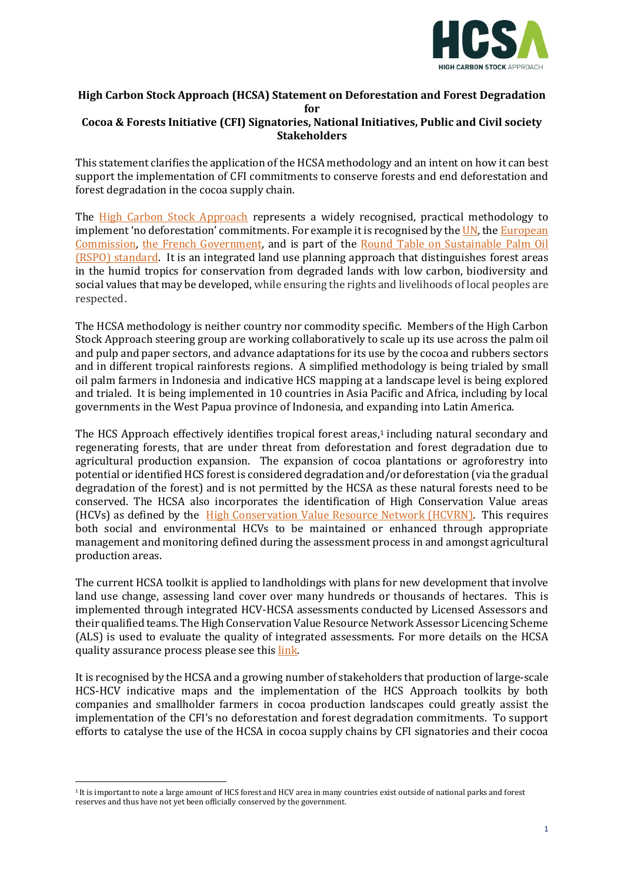## High Carbon Stock Approach (HCSA) Statement on Deforestation and Forest Degradation for Cocoa & Forests Initiative (CFI) Signatories, National Initiatives, Public and Civil society Stakeholders

This statement clarifies the application of the HCSA methodology and an intent on how it can best support the implementation of CFI commitments to conserve forests and end deforestation and forest degradation in the cocoa supply chain.

The [High Carbon Stock Approach] represents a widely recognised, practical methodology to implement 'no deforestation' commitments. For example it is recognised by the [UN], the [European Commission], [the French Government], and is part of the [Round Table on Sustainable Palm Oil (RSPO) standard]. It is an integrated land use planning approach that distinguishes forest areas in the humid tropics for conservation from degraded lands with low carbon, biodiversity and social values that may be developed, while ensuring the rights and livelihoods of local peoples are respected.

The HCSA methodology is neither country nor commodity specific. Members of the High Carbon Stock Approach steering group are working collaboratively to scale up its use across the palm oil and pulp and paper sectors, and advance adaptations for its use by the cocoa and rubbers sectors and in different tropical rainforests regions. A simplified methodology is being trialed by small oil palm farmers in Indonesia and indicative HCS mapping at a landscape level is being explored and trialed. It is being implemented in 10 countries in Asia Pacific and Africa, including by local governments in the West Papua province of Indonesia, and expanding into Latin America.

The HCS Approach effectively identifies tropical forest areas,[1] including natural secondary and regenerating forests, that are under threat from deforestation and forest degradation due to agricultural production expansion. The expansion of cocoa plantations or agroforestry into potential or identified HCS forest is considered degradation and/or deforestation (via the gradual degradation of the forest) and is not permitted by the HCSA as these natural forests need to be conserved. The HCSA also incorporates the identification of High Conservation Value areas (HCVs) as defined by the [High Conservation Value Resource Network (HCVRN)]. This requires both social and environmental HCVs to be maintained or enhanced through appropriate management and monitoring defined during the assessment process in and amongst agricultural production areas.

The current HCSA toolkit is applied to landholdings with plans for new development that involve land use change, assessing land cover over many hundreds or thousands of hectares. This is implemented through integrated HCV-HCSA assessments conducted by Licensed Assessors and their qualified teams. The High Conservation Value Resource Network Assessor Licencing Scheme (ALS) is used to evaluate the quality of integrated assessments. For more details on the HCSA quality assurance process please see this [link].

It is recognised by the HCSA and a growing number of stakeholders that production of large-scale HCS-HCV indicative maps and the implementation of the HCS Approach toolkits by both companies and smallholder farmers in cocoa production landscapes could greatly assist the implementation of the CFI's no deforestation and forest degradation commitments. To support efforts to catalyse the use of the HCSA in cocoa supply chains by CFI signatories and their cocoa

[1] It is important to note a large amount of HCS forest and HCV area in many countries exist outside of national parks and forest reserves and thus have not yet been officially conserved by the government.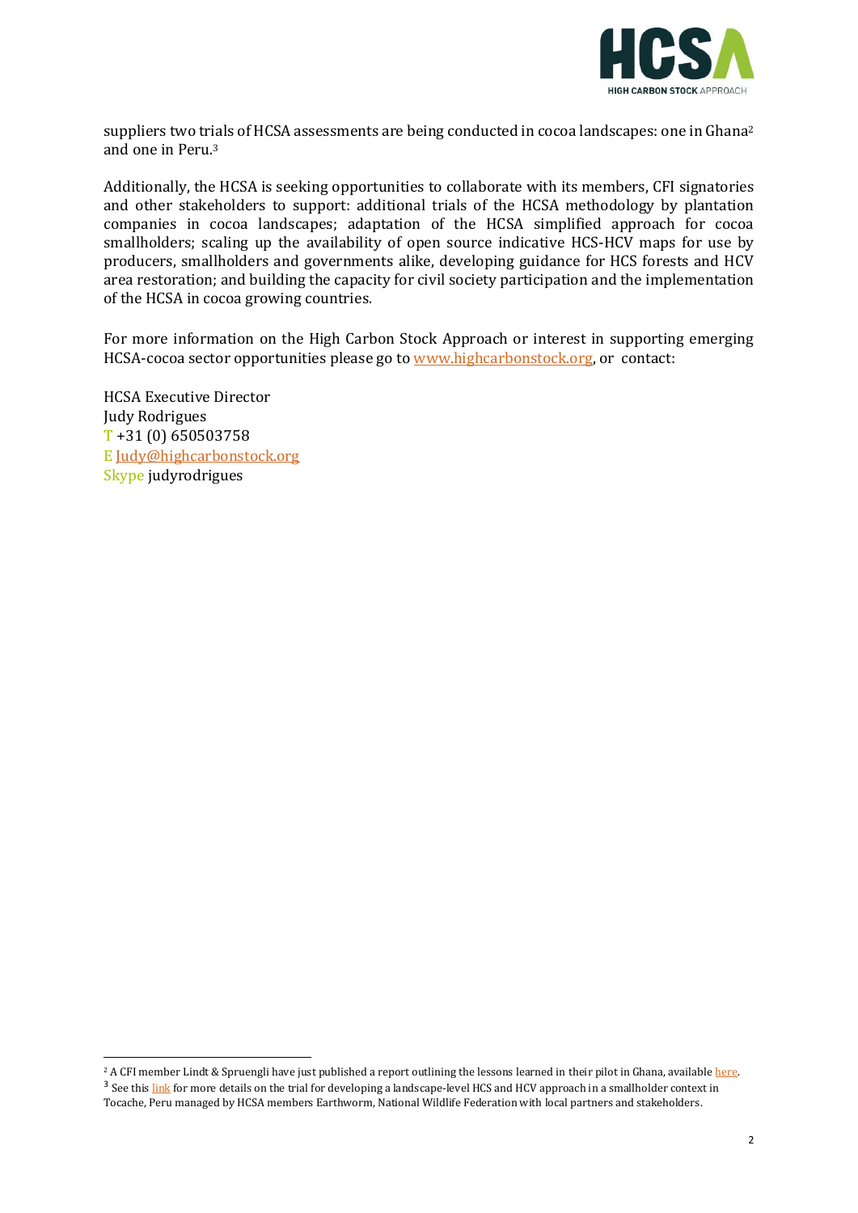suppliers two trials of HCSA assessments are being conducted in cocoa landscapes: one in Ghana[2] and one in Peru.[3]

Additionally, the HCSA is seeking opportunities to collaborate with its members, CFI signatories and other stakeholders to support: additional trials of the HCSA methodology by plantation companies in cocoa landscapes; adaptation of the HCSA simplified approach for cocoa smallholders; scaling up the availability of open source indicative HCS-HCV maps for use by producers, smallholders and governments alike, developing guidance for HCS forests and HCV area restoration; and building the capacity for civil society participation and the implementation of the HCSA in cocoa growing countries.

For more information on the High Carbon Stock Approach or interest in supporting emerging HCSA-cocoa sector opportunities please go to www.highcarbonstock.org, or contact:

HCSA Executive Director
Judy Rodrigues
T +31 (0) 650503758
E Judy@highcarbonstock.org
Skype judyrodrigues

---

[2] A CFI member Lindt & Spruengli have just published a report outlining the lessons learned in their pilot in Ghana, available here.

[3] See this link for more details on the trial for developing a landscape-level HCS and HCV approach in a smallholder context in Tocache, Peru managed by HCSA members Earthworm, National Wildlife Federation with local partners and stakeholders.